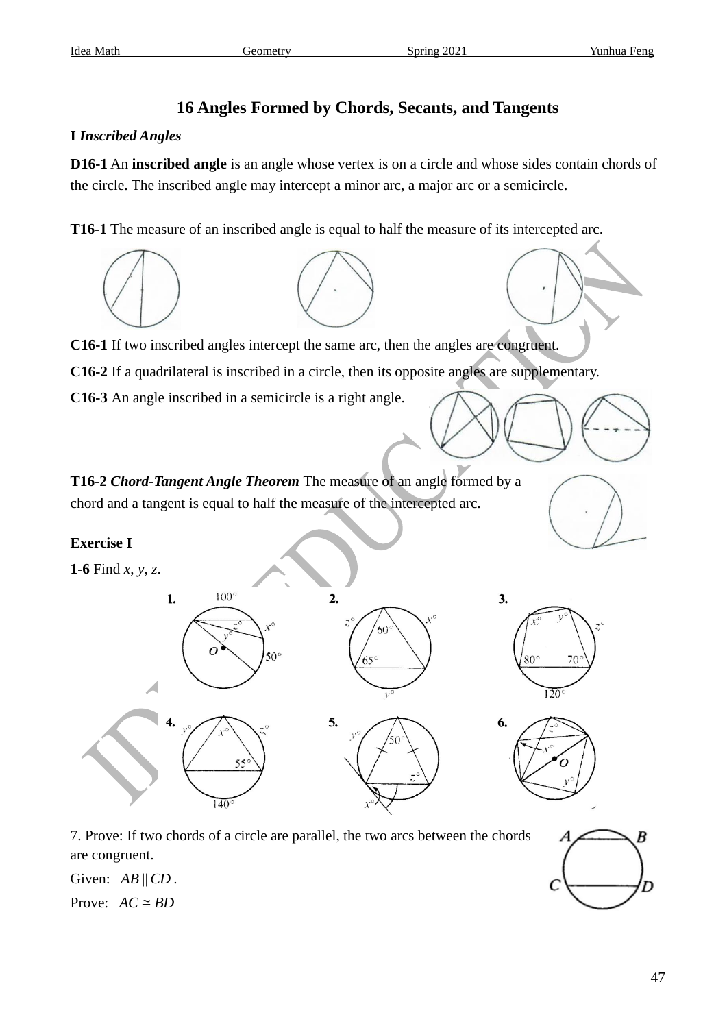## 16 Angles Formed by Chords, Secants, and Tangents

### I *Inscribed Angles*

**D16-1** An **inscribed angle** is an angle whose vertex is on a circle and whose sides contain chords of the circle. The inscribed angle may intercept a minor arc, a major arc or a semicircle.

**T16-1** The measure of an inscribed angle is equal to half the measure of its intercepted arc.

**C16-1** If two inscribed angles intercept the same arc, then the angles are congruent.

**C16-2** If a quadrilateral is inscribed in a circle, then its opposite angles are supplementary.

**C16-3** An angle inscribed in a semicircle is a right angle.

**T16-2** ***Chord-Tangent Angle Theorem*** The measure of an angle formed by a chord and a tangent is equal to half the measure of the intercepted arc.

**Exercise I**

**1-6** Find $x$, $y$, $z$.

7. Prove: If two chords of a circle are parallel, the two arcs between the chords are congruent.

Given: $\overline{AB} \parallel \overline{CD}$.

Prove: $AC \cong BD$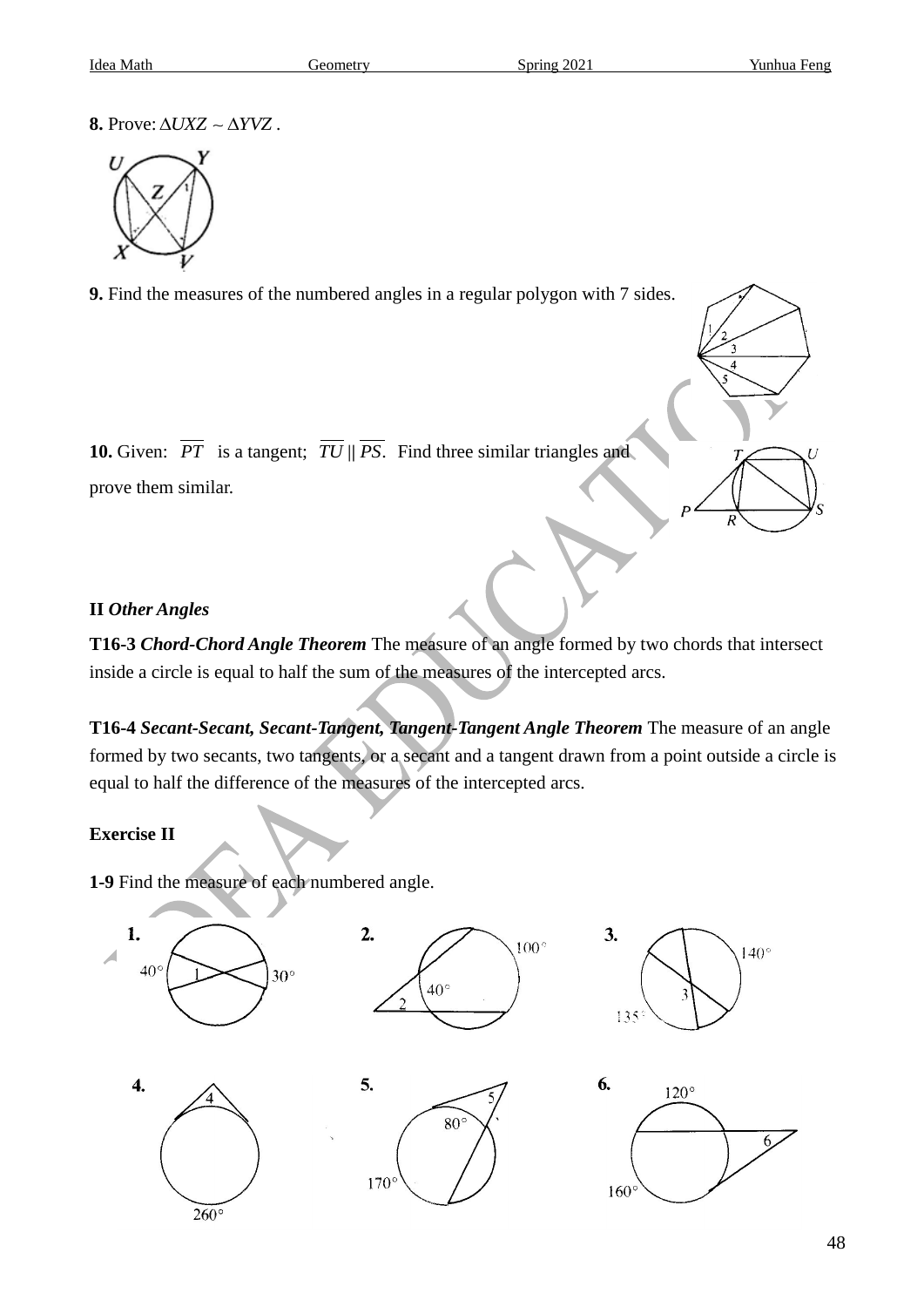**8.** Prove: $\Delta UXZ \sim \Delta YVZ$ .

**9.** Find the measures of the numbered angles in a regular polygon with 7 sides.

**10.** Given: $\overline{PT}$ is a tangent; $\overline{TU} \parallel \overline{PS}$. Find three similar triangles and prove them similar.

**II** ***Other Angles***

**T16-3** ***Chord-Chord Angle Theorem*** The measure of an angle formed by two chords that intersect inside a circle is equal to half the sum of the measures of the intercepted arcs.

**T16-4** ***Secant-Secant, Secant-Tangent, Tangent-Tangent Angle Theorem*** The measure of an angle formed by two secants, two tangents, or a secant and a tangent drawn from a point outside a circle is equal to half the difference of the measures of the intercepted arcs.

**Exercise II**

**1-9** Find the measure of each numbered angle.

**1.** 40°, 30°

**2.** 100°, 40°

**3.** 140°, 135°

**4.** 260°

**5.** 80°, 170°

**6.** 120°, 160°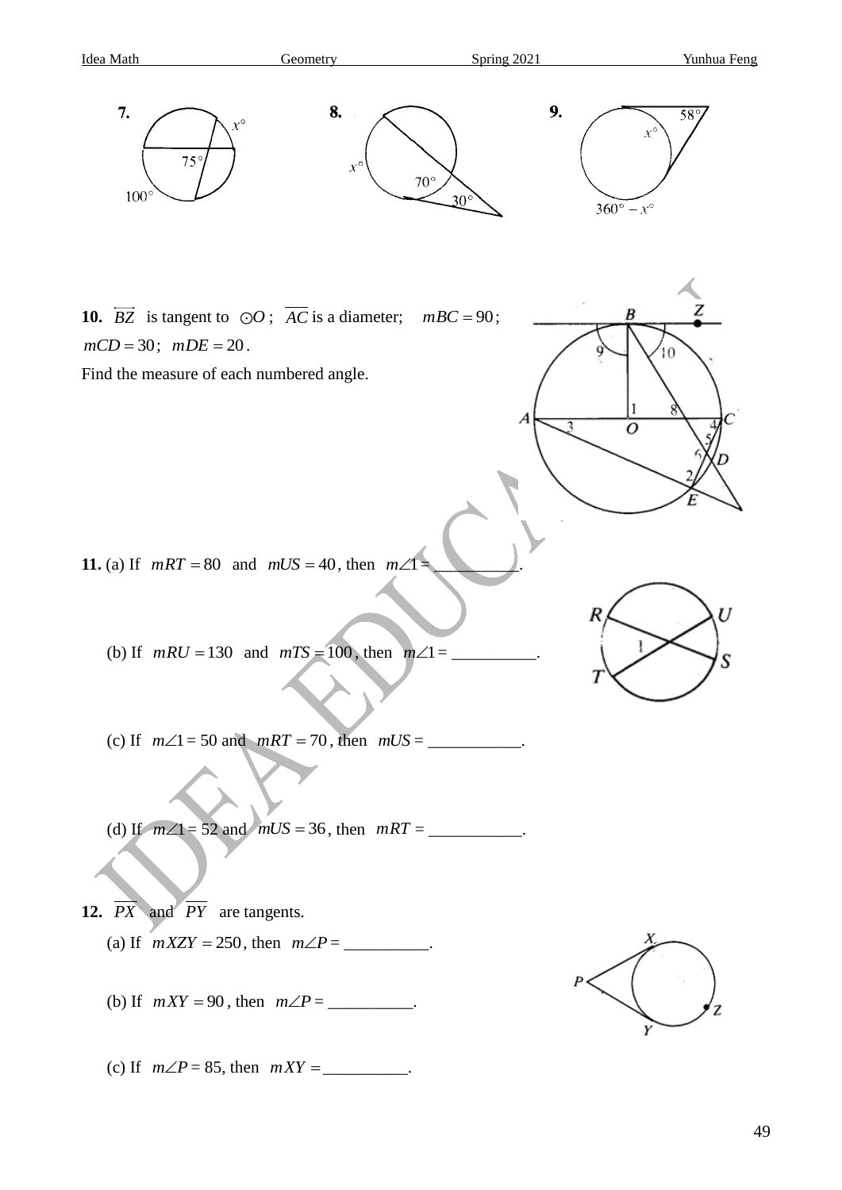**7.** $x°$, $75°$, $100°$

**8.** $x°$, $70°$, $30°$

**9.** $58°$, $x°$, $360° - x°$

**10.** $\overleftrightarrow{BZ}$ is tangent to $\odot O$; $\overline{AC}$ is a diameter; $m\overset{\frown}{BC} = 90$; $m\overset{\frown}{CD} = 30$; $m\overset{\frown}{DE} = 20$.

Find the measure of each numbered angle.

**11.** (a) If $m\overset{\frown}{RT} = 80$ and $m\overset{\frown}{US} = 40$, then $m\angle 1 =$ __________.

(b) If $m\overset{\frown}{RU} = 130$ and $m\overset{\frown}{TS} = 100$, then $m\angle 1 =$ __________.

(c) If $m\angle 1 = 50$ and $m\overset{\frown}{RT} = 70$, then $m\overset{\frown}{US} =$ ___________.

(d) If $m\angle 1 = 52$ and $m\overset{\frown}{US} = 36$, then $m\overset{\frown}{RT} =$ ___________.

**12.** $\overline{PX}$ and $\overline{PY}$ are tangents.

(a) If $m\overset{\frown}{XZY} = 250$, then $m\angle P =$ __________.

(b) If $m\overset{\frown}{XY} = 90$, then $m\angle P =$ __________.

(c) If $m\angle P = 85$, then $m\overset{\frown}{XY} =$ __________.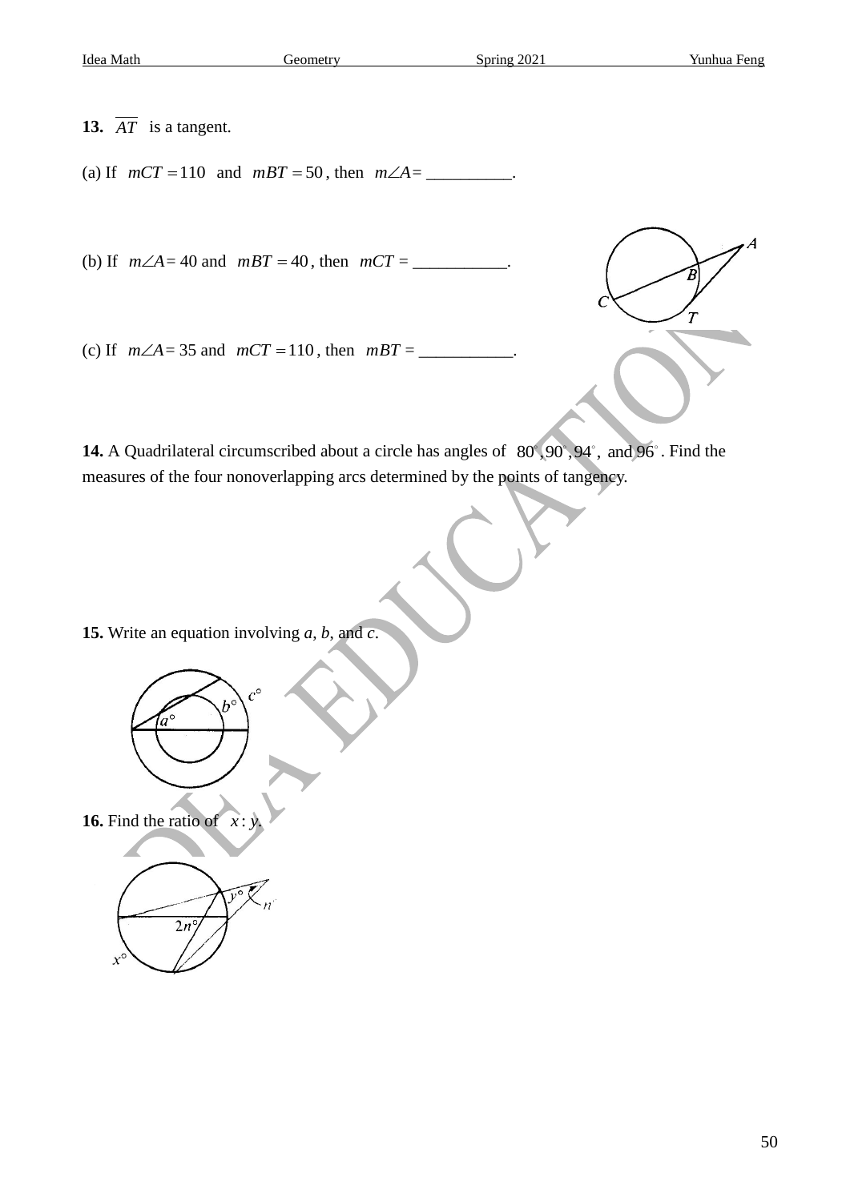**13.** $\overline{AT}$ is a tangent.

(a) If $m\overset{\frown}{CT} = 110$ and $m\overset{\frown}{BT} = 50$, then $m\angle A =$ __________.

(b) If $m\angle A = 40$ and $m\overset{\frown}{BT} = 40$, then $m\overset{\frown}{CT} =$ ___________.

(c) If $m\angle A = 35$ and $m\overset{\frown}{CT} = 110$, then $m\overset{\frown}{BT} =$ ___________.

A

B

C

T

**14.** A Quadrilateral circumscribed about a circle has angles of $80^\circ, 90^\circ, 94^\circ$, and $96^\circ$. Find the measures of the four nonoverlapping arcs determined by the points of tangency.

**15.** Write an equation involving *a*, *b*, and *c*.

$c^\circ$

$b^\circ$

$a^\circ$

**16.** Find the ratio of $x : y$.

$y^\circ$

$n^\circ$

$2n^\circ$

$x^\circ$